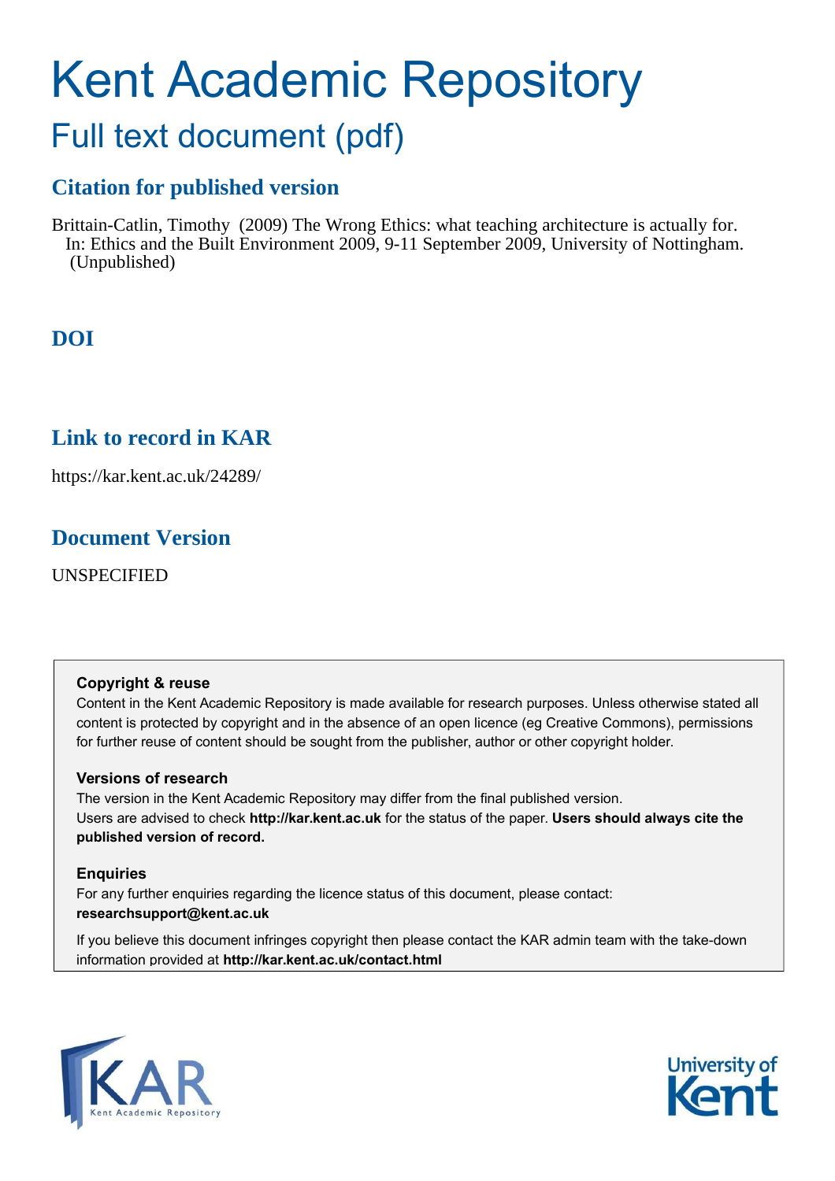# Kent Academic Repository

## Full text document (pdf)

### Citation for published version

Brittain-Catlin, Timothy (2009) The Wrong Ethics: what teaching architecture is actually for. In: Ethics and the Built Environment 2009, 9-11 September 2009, University of Nottingham. (Unpublished)

### DOI

### Link to record in KAR

https://kar.kent.ac.uk/24289/

### Document Version

UNSPECIFIED

**Copyright & reuse**

Content in the Kent Academic Repository is made available for research purposes. Unless otherwise stated all content is protected by copyright and in the absence of an open licence (eg Creative Commons), permissions for further reuse of content should be sought from the publisher, author or other copyright holder.

**Versions of research**

The version in the Kent Academic Repository may differ from the final published version. Users are advised to check **http://kar.kent.ac.uk** for the status of the paper. **Users should always cite the published version of record.**

**Enquiries**

For any further enquiries regarding the licence status of this document, please contact: **researchsupport@kent.ac.uk**

If you believe this document infringes copyright then please contact the KAR admin team with the take-down information provided at **http://kar.kent.ac.uk/contact.html**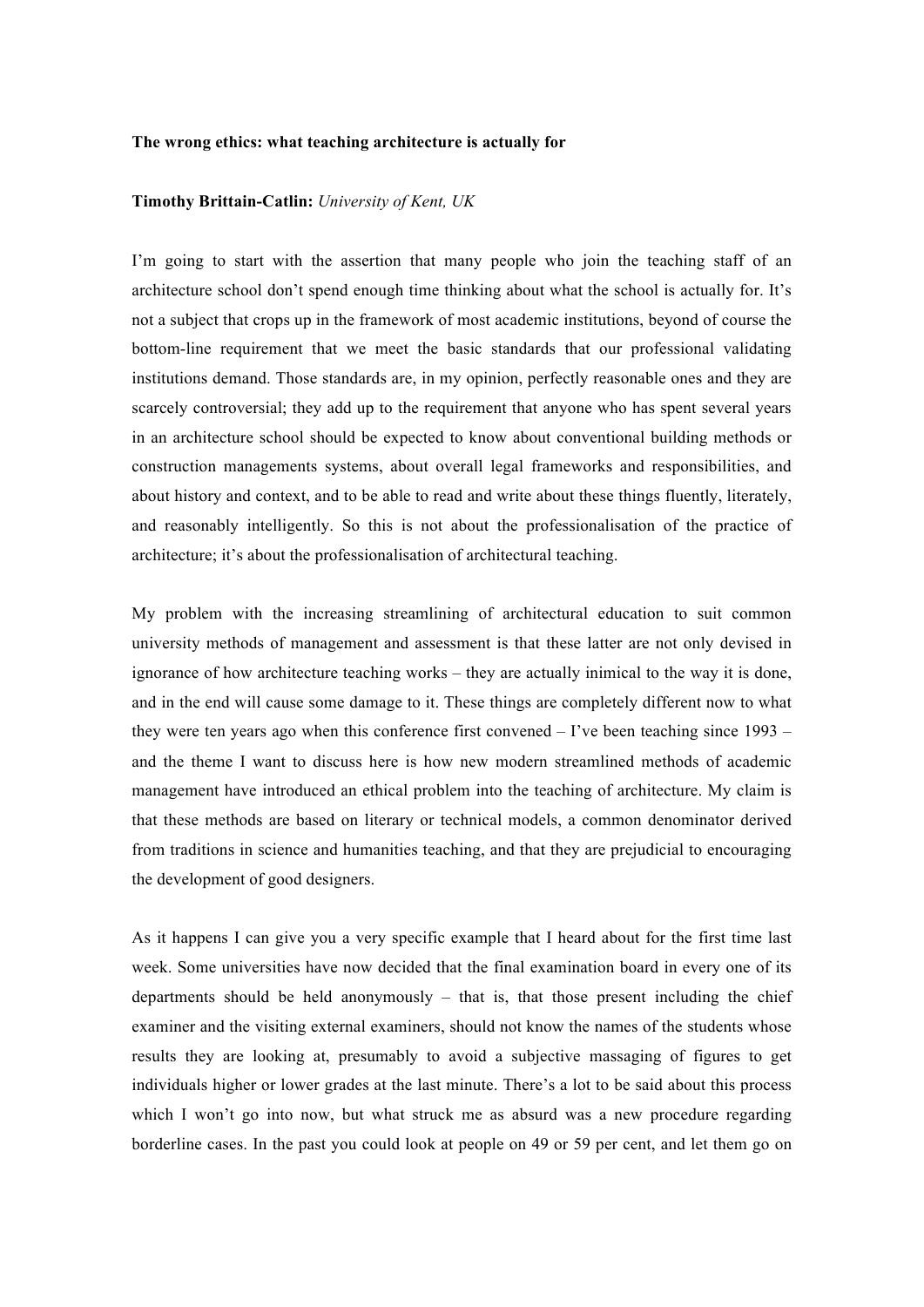**The wrong ethics: what teaching architecture is actually for**

**Timothy Brittain-Catlin:** *University of Kent, UK*

I'm going to start with the assertion that many people who join the teaching staff of an architecture school don't spend enough time thinking about what the school is actually for. It's not a subject that crops up in the framework of most academic institutions, beyond of course the bottom-line requirement that we meet the basic standards that our professional validating institutions demand. Those standards are, in my opinion, perfectly reasonable ones and they are scarcely controversial; they add up to the requirement that anyone who has spent several years in an architecture school should be expected to know about conventional building methods or construction managements systems, about overall legal frameworks and responsibilities, and about history and context, and to be able to read and write about these things fluently, literately, and reasonably intelligently. So this is not about the professionalisation of the practice of architecture; it's about the professionalisation of architectural teaching.

My problem with the increasing streamlining of architectural education to suit common university methods of management and assessment is that these latter are not only devised in ignorance of how architecture teaching works – they are actually inimical to the way it is done, and in the end will cause some damage to it. These things are completely different now to what they were ten years ago when this conference first convened – I've been teaching since 1993 – and the theme I want to discuss here is how new modern streamlined methods of academic management have introduced an ethical problem into the teaching of architecture. My claim is that these methods are based on literary or technical models, a common denominator derived from traditions in science and humanities teaching, and that they are prejudicial to encouraging the development of good designers.

As it happens I can give you a very specific example that I heard about for the first time last week. Some universities have now decided that the final examination board in every one of its departments should be held anonymously – that is, that those present including the chief examiner and the visiting external examiners, should not know the names of the students whose results they are looking at, presumably to avoid a subjective massaging of figures to get individuals higher or lower grades at the last minute. There's a lot to be said about this process which I won't go into now, but what struck me as absurd was a new procedure regarding borderline cases. In the past you could look at people on 49 or 59 per cent, and let them go on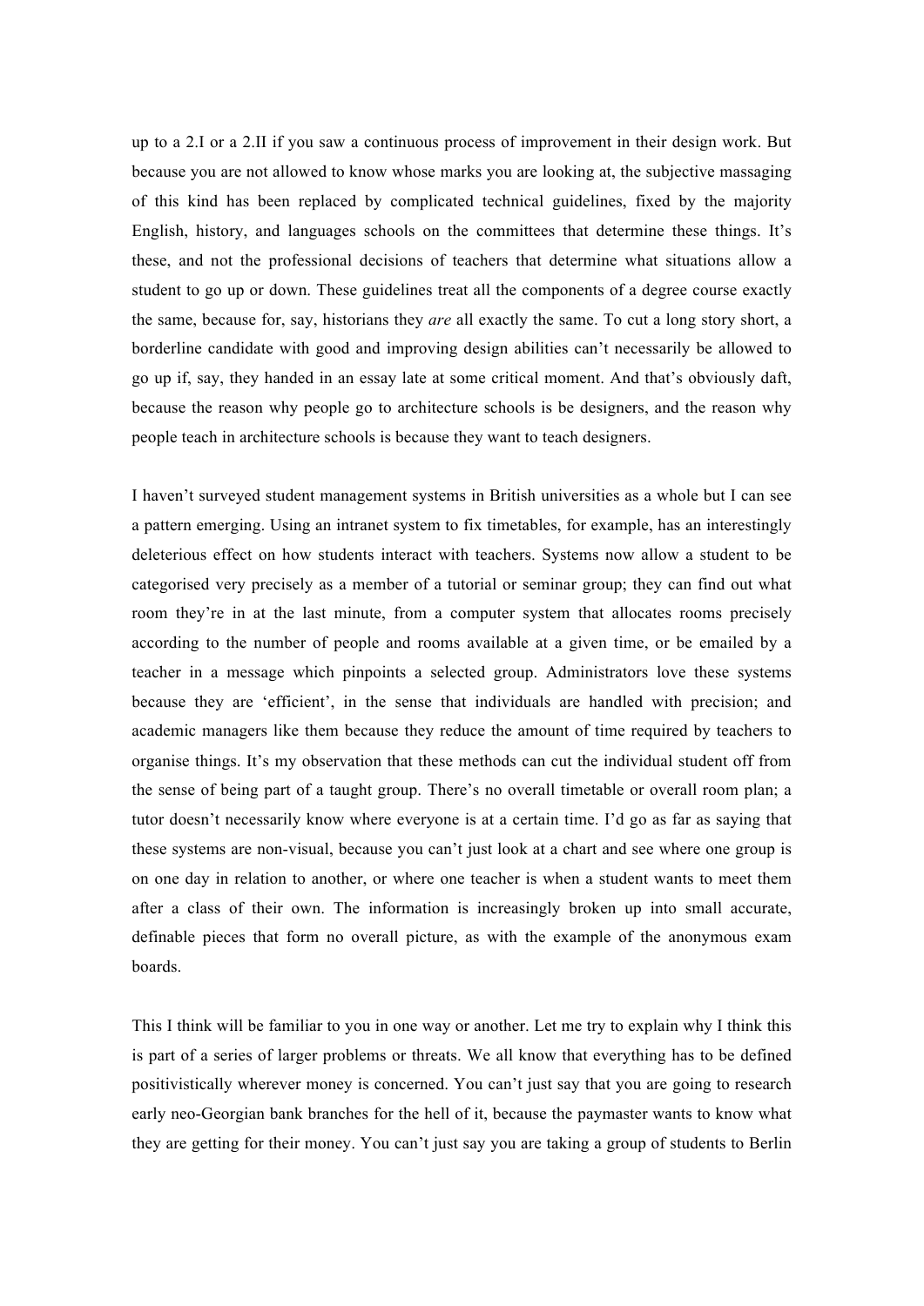up to a 2.I or a 2.II if you saw a continuous process of improvement in their design work. But because you are not allowed to know whose marks you are looking at, the subjective massaging of this kind has been replaced by complicated technical guidelines, fixed by the majority English, history, and languages schools on the committees that determine these things. It's these, and not the professional decisions of teachers that determine what situations allow a student to go up or down. These guidelines treat all the components of a degree course exactly the same, because for, say, historians they *are* all exactly the same. To cut a long story short, a borderline candidate with good and improving design abilities can't necessarily be allowed to go up if, say, they handed in an essay late at some critical moment. And that's obviously daft, because the reason why people go to architecture schools is be designers, and the reason why people teach in architecture schools is because they want to teach designers.

I haven't surveyed student management systems in British universities as a whole but I can see a pattern emerging. Using an intranet system to fix timetables, for example, has an interestingly deleterious effect on how students interact with teachers. Systems now allow a student to be categorised very precisely as a member of a tutorial or seminar group; they can find out what room they're in at the last minute, from a computer system that allocates rooms precisely according to the number of people and rooms available at a given time, or be emailed by a teacher in a message which pinpoints a selected group. Administrators love these systems because they are 'efficient', in the sense that individuals are handled with precision; and academic managers like them because they reduce the amount of time required by teachers to organise things. It's my observation that these methods can cut the individual student off from the sense of being part of a taught group. There's no overall timetable or overall room plan; a tutor doesn't necessarily know where everyone is at a certain time. I'd go as far as saying that these systems are non-visual, because you can't just look at a chart and see where one group is on one day in relation to another, or where one teacher is when a student wants to meet them after a class of their own. The information is increasingly broken up into small accurate, definable pieces that form no overall picture, as with the example of the anonymous exam boards.

This I think will be familiar to you in one way or another. Let me try to explain why I think this is part of a series of larger problems or threats. We all know that everything has to be defined positivistically wherever money is concerned. You can't just say that you are going to research early neo-Georgian bank branches for the hell of it, because the paymaster wants to know what they are getting for their money. You can't just say you are taking a group of students to Berlin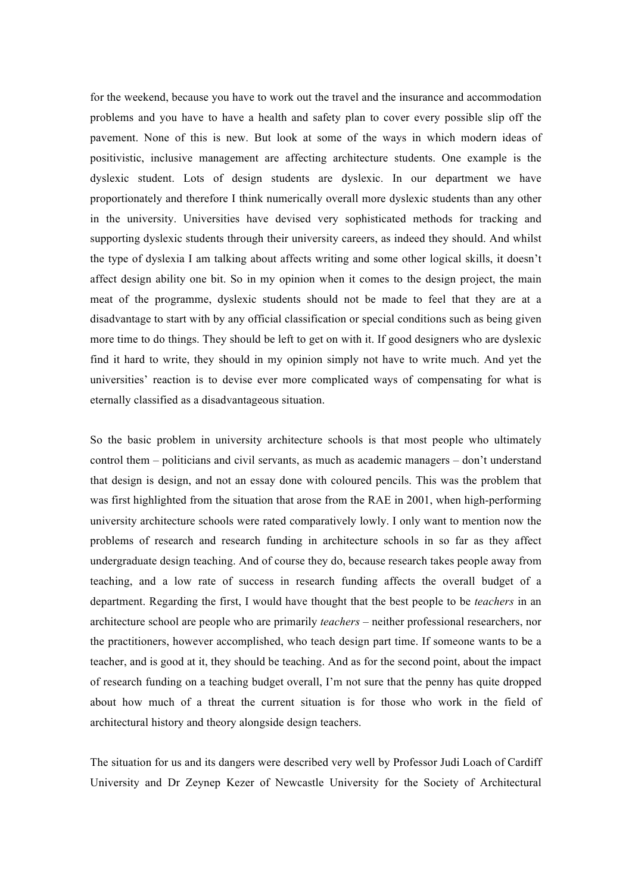for the weekend, because you have to work out the travel and the insurance and accommodation problems and you have to have a health and safety plan to cover every possible slip off the pavement. None of this is new. But look at some of the ways in which modern ideas of positivistic, inclusive management are affecting architecture students. One example is the dyslexic student. Lots of design students are dyslexic. In our department we have proportionately and therefore I think numerically overall more dyslexic students than any other in the university. Universities have devised very sophisticated methods for tracking and supporting dyslexic students through their university careers, as indeed they should. And whilst the type of dyslexia I am talking about affects writing and some other logical skills, it doesn't affect design ability one bit. So in my opinion when it comes to the design project, the main meat of the programme, dyslexic students should not be made to feel that they are at a disadvantage to start with by any official classification or special conditions such as being given more time to do things. They should be left to get on with it. If good designers who are dyslexic find it hard to write, they should in my opinion simply not have to write much. And yet the universities' reaction is to devise ever more complicated ways of compensating for what is eternally classified as a disadvantageous situation.

So the basic problem in university architecture schools is that most people who ultimately control them – politicians and civil servants, as much as academic managers – don't understand that design is design, and not an essay done with coloured pencils. This was the problem that was first highlighted from the situation that arose from the RAE in 2001, when high-performing university architecture schools were rated comparatively lowly. I only want to mention now the problems of research and research funding in architecture schools in so far as they affect undergraduate design teaching. And of course they do, because research takes people away from teaching, and a low rate of success in research funding affects the overall budget of a department. Regarding the first, I would have thought that the best people to be *teachers* in an architecture school are people who are primarily *teachers* – neither professional researchers, nor the practitioners, however accomplished, who teach design part time. If someone wants to be a teacher, and is good at it, they should be teaching. And as for the second point, about the impact of research funding on a teaching budget overall, I'm not sure that the penny has quite dropped about how much of a threat the current situation is for those who work in the field of architectural history and theory alongside design teachers.

The situation for us and its dangers were described very well by Professor Judi Loach of Cardiff University and Dr Zeynep Kezer of Newcastle University for the Society of Architectural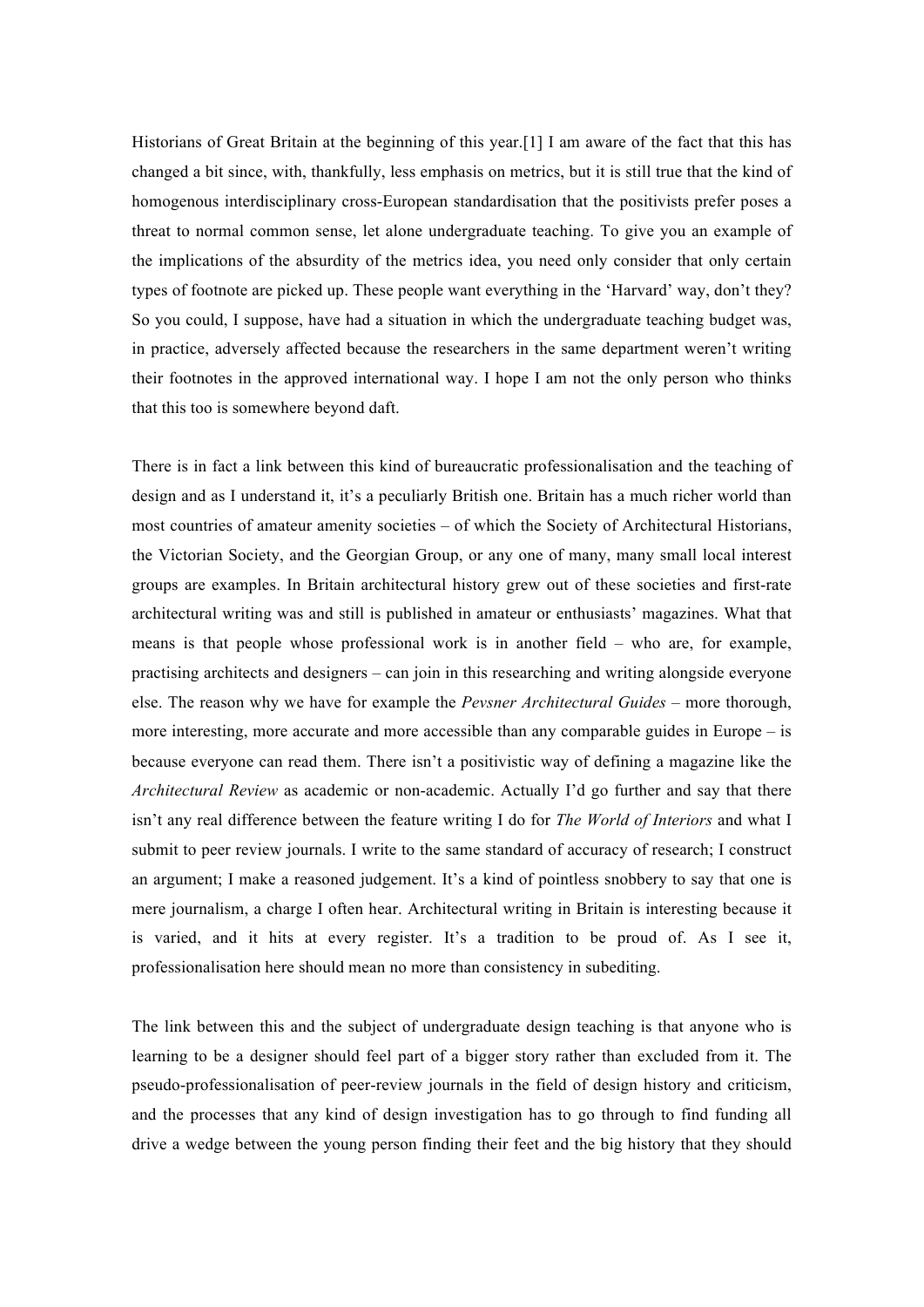Historians of Great Britain at the beginning of this year.[1] I am aware of the fact that this has changed a bit since, with, thankfully, less emphasis on metrics, but it is still true that the kind of homogenous interdisciplinary cross-European standardisation that the positivists prefer poses a threat to normal common sense, let alone undergraduate teaching. To give you an example of the implications of the absurdity of the metrics idea, you need only consider that only certain types of footnote are picked up. These people want everything in the 'Harvard' way, don't they? So you could, I suppose, have had a situation in which the undergraduate teaching budget was, in practice, adversely affected because the researchers in the same department weren't writing their footnotes in the approved international way. I hope I am not the only person who thinks that this too is somewhere beyond daft.

There is in fact a link between this kind of bureaucratic professionalisation and the teaching of design and as I understand it, it's a peculiarly British one. Britain has a much richer world than most countries of amateur amenity societies – of which the Society of Architectural Historians, the Victorian Society, and the Georgian Group, or any one of many, many small local interest groups are examples. In Britain architectural history grew out of these societies and first-rate architectural writing was and still is published in amateur or enthusiasts' magazines. What that means is that people whose professional work is in another field – who are, for example, practising architects and designers – can join in this researching and writing alongside everyone else. The reason why we have for example the *Pevsner Architectural Guides* – more thorough, more interesting, more accurate and more accessible than any comparable guides in Europe – is because everyone can read them. There isn't a positivistic way of defining a magazine like the *Architectural Review* as academic or non-academic. Actually I'd go further and say that there isn't any real difference between the feature writing I do for *The World of Interiors* and what I submit to peer review journals. I write to the same standard of accuracy of research; I construct an argument; I make a reasoned judgement. It's a kind of pointless snobbery to say that one is mere journalism, a charge I often hear. Architectural writing in Britain is interesting because it is varied, and it hits at every register. It's a tradition to be proud of. As I see it, professionalisation here should mean no more than consistency in subediting.

The link between this and the subject of undergraduate design teaching is that anyone who is learning to be a designer should feel part of a bigger story rather than excluded from it. The pseudo-professionalisation of peer-review journals in the field of design history and criticism, and the processes that any kind of design investigation has to go through to find funding all drive a wedge between the young person finding their feet and the big history that they should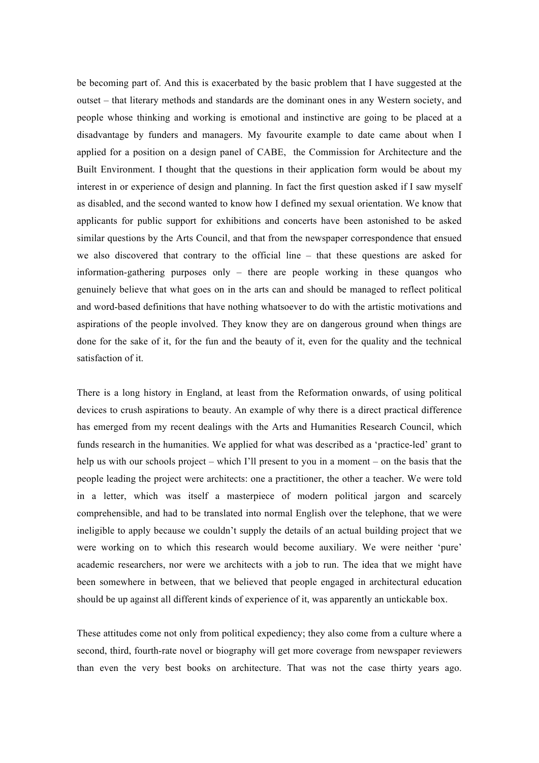be becoming part of. And this is exacerbated by the basic problem that I have suggested at the outset – that literary methods and standards are the dominant ones in any Western society, and people whose thinking and working is emotional and instinctive are going to be placed at a disadvantage by funders and managers. My favourite example to date came about when I applied for a position on a design panel of CABE, the Commission for Architecture and the Built Environment. I thought that the questions in their application form would be about my interest in or experience of design and planning. In fact the first question asked if I saw myself as disabled, and the second wanted to know how I defined my sexual orientation. We know that applicants for public support for exhibitions and concerts have been astonished to be asked similar questions by the Arts Council, and that from the newspaper correspondence that ensued we also discovered that contrary to the official line – that these questions are asked for information-gathering purposes only – there are people working in these quangos who genuinely believe that what goes on in the arts can and should be managed to reflect political and word-based definitions that have nothing whatsoever to do with the artistic motivations and aspirations of the people involved. They know they are on dangerous ground when things are done for the sake of it, for the fun and the beauty of it, even for the quality and the technical satisfaction of it.

There is a long history in England, at least from the Reformation onwards, of using political devices to crush aspirations to beauty. An example of why there is a direct practical difference has emerged from my recent dealings with the Arts and Humanities Research Council, which funds research in the humanities. We applied for what was described as a 'practice-led' grant to help us with our schools project – which I'll present to you in a moment – on the basis that the people leading the project were architects: one a practitioner, the other a teacher. We were told in a letter, which was itself a masterpiece of modern political jargon and scarcely comprehensible, and had to be translated into normal English over the telephone, that we were ineligible to apply because we couldn't supply the details of an actual building project that we were working on to which this research would become auxiliary. We were neither 'pure' academic researchers, nor were we architects with a job to run. The idea that we might have been somewhere in between, that we believed that people engaged in architectural education should be up against all different kinds of experience of it, was apparently an untickable box.

These attitudes come not only from political expediency; they also come from a culture where a second, third, fourth-rate novel or biography will get more coverage from newspaper reviewers than even the very best books on architecture. That was not the case thirty years ago.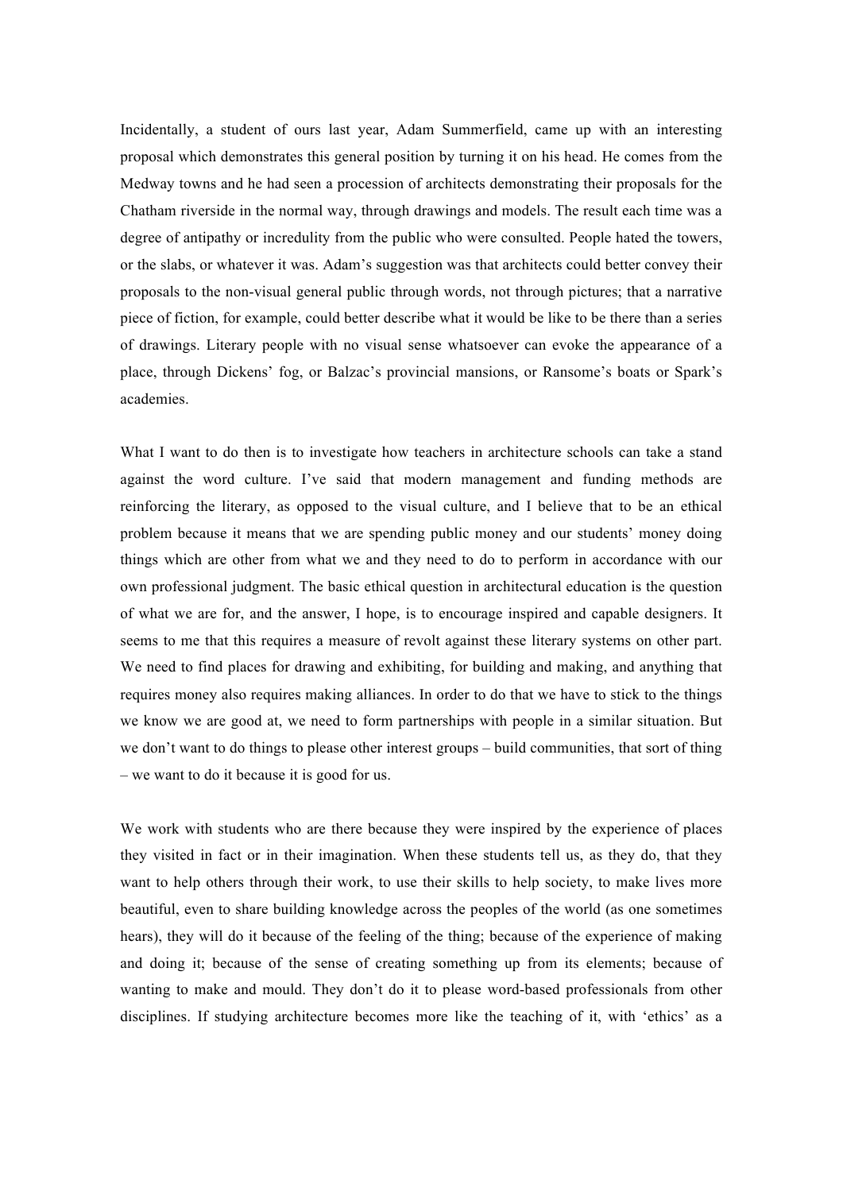Incidentally, a student of ours last year, Adam Summerfield, came up with an interesting proposal which demonstrates this general position by turning it on his head. He comes from the Medway towns and he had seen a procession of architects demonstrating their proposals for the Chatham riverside in the normal way, through drawings and models. The result each time was a degree of antipathy or incredulity from the public who were consulted. People hated the towers, or the slabs, or whatever it was. Adam's suggestion was that architects could better convey their proposals to the non-visual general public through words, not through pictures; that a narrative piece of fiction, for example, could better describe what it would be like to be there than a series of drawings. Literary people with no visual sense whatsoever can evoke the appearance of a place, through Dickens' fog, or Balzac's provincial mansions, or Ransome's boats or Spark's academies.

What I want to do then is to investigate how teachers in architecture schools can take a stand against the word culture. I've said that modern management and funding methods are reinforcing the literary, as opposed to the visual culture, and I believe that to be an ethical problem because it means that we are spending public money and our students' money doing things which are other from what we and they need to do to perform in accordance with our own professional judgment. The basic ethical question in architectural education is the question of what we are for, and the answer, I hope, is to encourage inspired and capable designers. It seems to me that this requires a measure of revolt against these literary systems on other part. We need to find places for drawing and exhibiting, for building and making, and anything that requires money also requires making alliances. In order to do that we have to stick to the things we know we are good at, we need to form partnerships with people in a similar situation. But we don't want to do things to please other interest groups – build communities, that sort of thing – we want to do it because it is good for us.

We work with students who are there because they were inspired by the experience of places they visited in fact or in their imagination. When these students tell us, as they do, that they want to help others through their work, to use their skills to help society, to make lives more beautiful, even to share building knowledge across the peoples of the world (as one sometimes hears), they will do it because of the feeling of the thing; because of the experience of making and doing it; because of the sense of creating something up from its elements; because of wanting to make and mould. They don't do it to please word-based professionals from other disciplines. If studying architecture becomes more like the teaching of it, with 'ethics' as a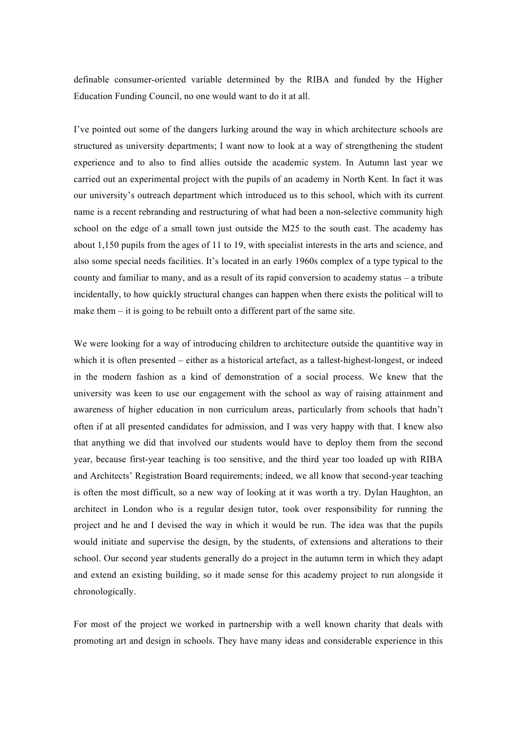definable consumer-oriented variable determined by the RIBA and funded by the Higher Education Funding Council, no one would want to do it at all.

I've pointed out some of the dangers lurking around the way in which architecture schools are structured as university departments; I want now to look at a way of strengthening the student experience and to also to find allies outside the academic system. In Autumn last year we carried out an experimental project with the pupils of an academy in North Kent. In fact it was our university's outreach department which introduced us to this school, which with its current name is a recent rebranding and restructuring of what had been a non-selective community high school on the edge of a small town just outside the M25 to the south east. The academy has about 1,150 pupils from the ages of 11 to 19, with specialist interests in the arts and science, and also some special needs facilities. It's located in an early 1960s complex of a type typical to the county and familiar to many, and as a result of its rapid conversion to academy status – a tribute incidentally, to how quickly structural changes can happen when there exists the political will to make them – it is going to be rebuilt onto a different part of the same site.

We were looking for a way of introducing children to architecture outside the quantitive way in which it is often presented – either as a historical artefact, as a tallest-highest-longest, or indeed in the modern fashion as a kind of demonstration of a social process. We knew that the university was keen to use our engagement with the school as way of raising attainment and awareness of higher education in non curriculum areas, particularly from schools that hadn't often if at all presented candidates for admission, and I was very happy with that. I knew also that anything we did that involved our students would have to deploy them from the second year, because first-year teaching is too sensitive, and the third year too loaded up with RIBA and Architects' Registration Board requirements; indeed, we all know that second-year teaching is often the most difficult, so a new way of looking at it was worth a try. Dylan Haughton, an architect in London who is a regular design tutor, took over responsibility for running the project and he and I devised the way in which it would be run. The idea was that the pupils would initiate and supervise the design, by the students, of extensions and alterations to their school. Our second year students generally do a project in the autumn term in which they adapt and extend an existing building, so it made sense for this academy project to run alongside it chronologically.

For most of the project we worked in partnership with a well known charity that deals with promoting art and design in schools. They have many ideas and considerable experience in this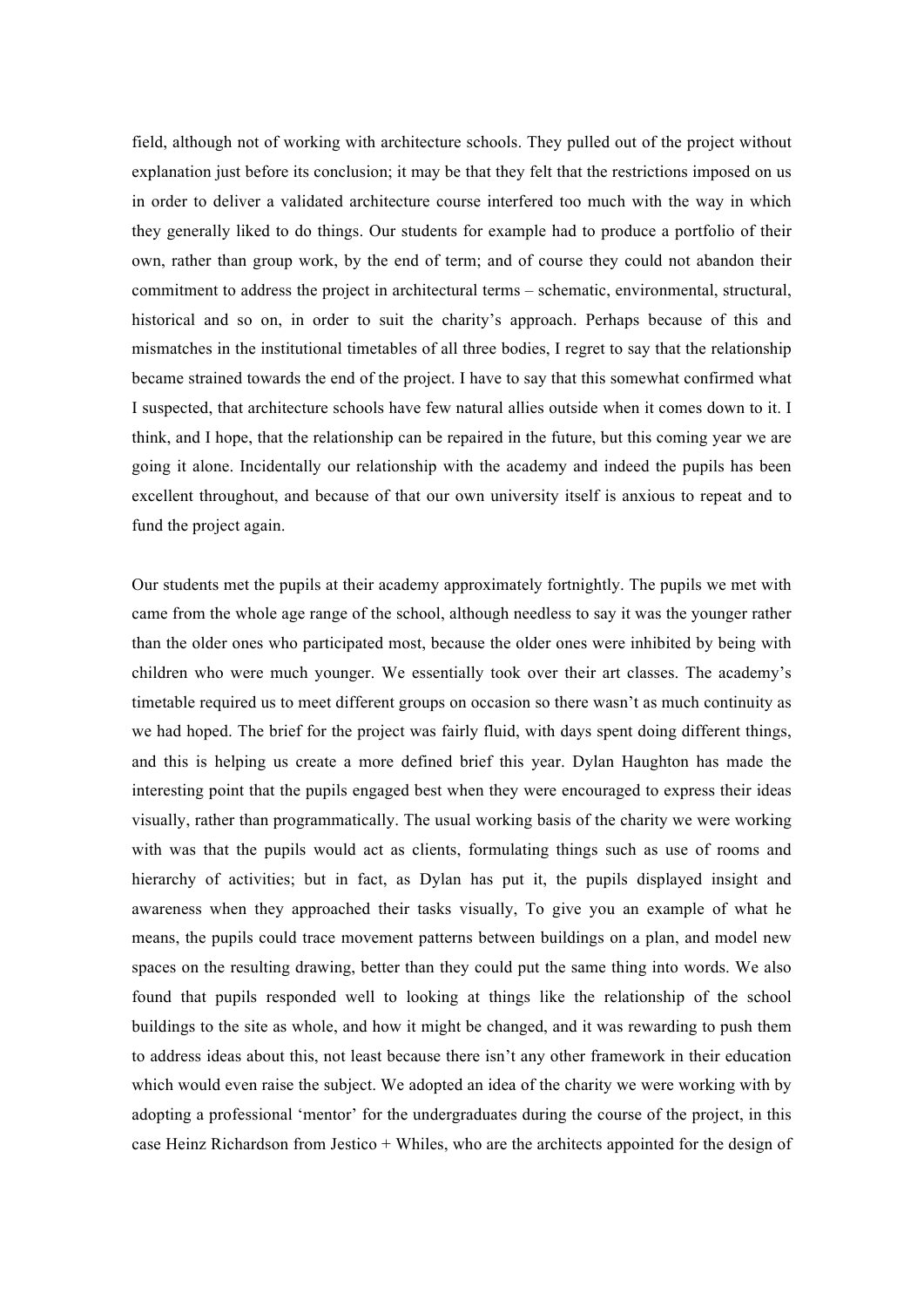field, although not of working with architecture schools. They pulled out of the project without explanation just before its conclusion; it may be that they felt that the restrictions imposed on us in order to deliver a validated architecture course interfered too much with the way in which they generally liked to do things. Our students for example had to produce a portfolio of their own, rather than group work, by the end of term; and of course they could not abandon their commitment to address the project in architectural terms – schematic, environmental, structural, historical and so on, in order to suit the charity's approach. Perhaps because of this and mismatches in the institutional timetables of all three bodies, I regret to say that the relationship became strained towards the end of the project. I have to say that this somewhat confirmed what I suspected, that architecture schools have few natural allies outside when it comes down to it. I think, and I hope, that the relationship can be repaired in the future, but this coming year we are going it alone. Incidentally our relationship with the academy and indeed the pupils has been excellent throughout, and because of that our own university itself is anxious to repeat and to fund the project again.

Our students met the pupils at their academy approximately fortnightly. The pupils we met with came from the whole age range of the school, although needless to say it was the younger rather than the older ones who participated most, because the older ones were inhibited by being with children who were much younger. We essentially took over their art classes. The academy's timetable required us to meet different groups on occasion so there wasn't as much continuity as we had hoped. The brief for the project was fairly fluid, with days spent doing different things, and this is helping us create a more defined brief this year. Dylan Haughton has made the interesting point that the pupils engaged best when they were encouraged to express their ideas visually, rather than programmatically. The usual working basis of the charity we were working with was that the pupils would act as clients, formulating things such as use of rooms and hierarchy of activities; but in fact, as Dylan has put it, the pupils displayed insight and awareness when they approached their tasks visually, To give you an example of what he means, the pupils could trace movement patterns between buildings on a plan, and model new spaces on the resulting drawing, better than they could put the same thing into words. We also found that pupils responded well to looking at things like the relationship of the school buildings to the site as whole, and how it might be changed, and it was rewarding to push them to address ideas about this, not least because there isn't any other framework in their education which would even raise the subject. We adopted an idea of the charity we were working with by adopting a professional 'mentor' for the undergraduates during the course of the project, in this case Heinz Richardson from Jestico + Whiles, who are the architects appointed for the design of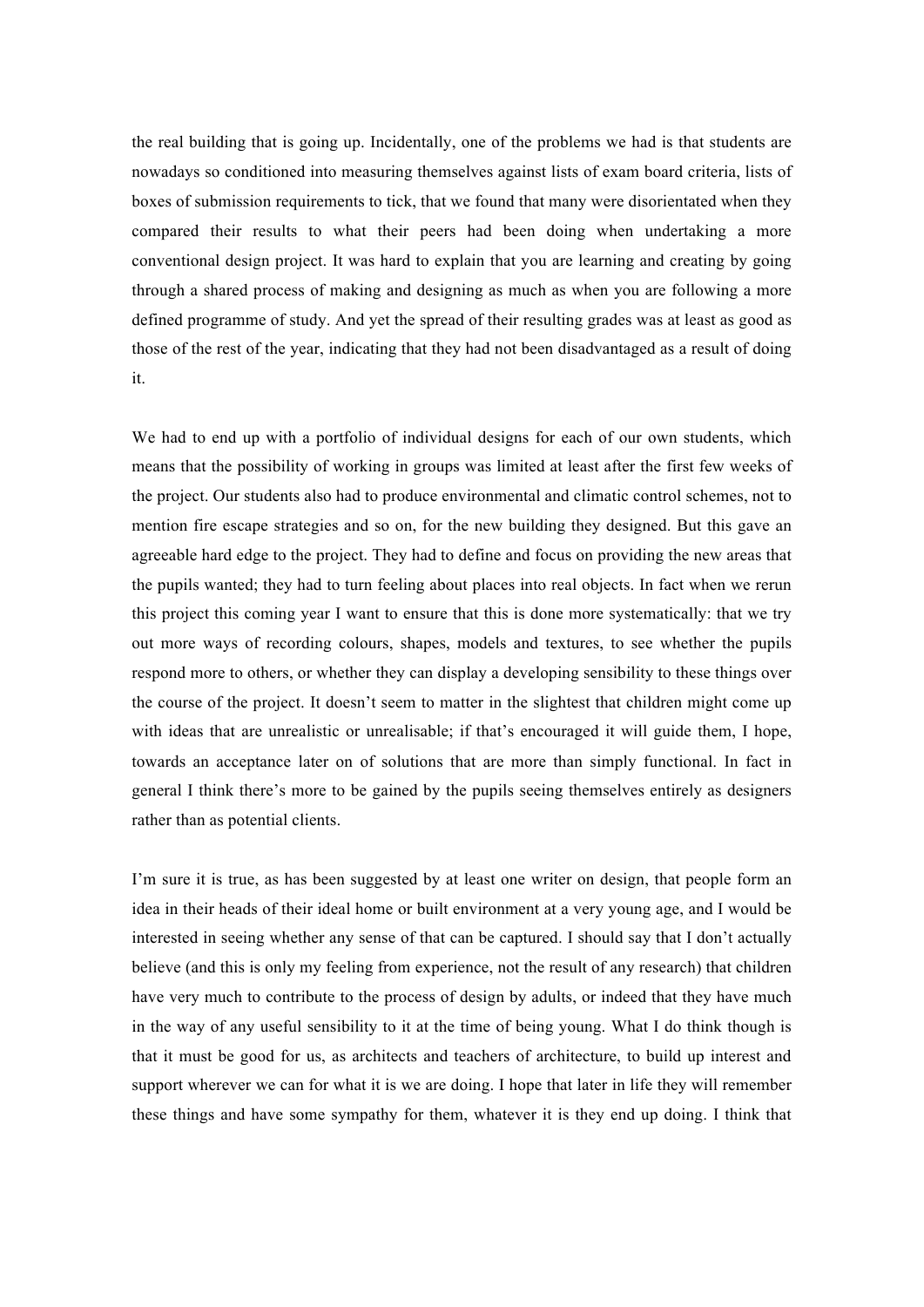the real building that is going up. Incidentally, one of the problems we had is that students are nowadays so conditioned into measuring themselves against lists of exam board criteria, lists of boxes of submission requirements to tick, that we found that many were disorientated when they compared their results to what their peers had been doing when undertaking a more conventional design project. It was hard to explain that you are learning and creating by going through a shared process of making and designing as much as when you are following a more defined programme of study. And yet the spread of their resulting grades was at least as good as those of the rest of the year, indicating that they had not been disadvantaged as a result of doing it.

We had to end up with a portfolio of individual designs for each of our own students, which means that the possibility of working in groups was limited at least after the first few weeks of the project. Our students also had to produce environmental and climatic control schemes, not to mention fire escape strategies and so on, for the new building they designed. But this gave an agreeable hard edge to the project. They had to define and focus on providing the new areas that the pupils wanted; they had to turn feeling about places into real objects. In fact when we rerun this project this coming year I want to ensure that this is done more systematically: that we try out more ways of recording colours, shapes, models and textures, to see whether the pupils respond more to others, or whether they can display a developing sensibility to these things over the course of the project. It doesn't seem to matter in the slightest that children might come up with ideas that are unrealistic or unrealisable; if that's encouraged it will guide them, I hope, towards an acceptance later on of solutions that are more than simply functional. In fact in general I think there's more to be gained by the pupils seeing themselves entirely as designers rather than as potential clients.

I'm sure it is true, as has been suggested by at least one writer on design, that people form an idea in their heads of their ideal home or built environment at a very young age, and I would be interested in seeing whether any sense of that can be captured. I should say that I don't actually believe (and this is only my feeling from experience, not the result of any research) that children have very much to contribute to the process of design by adults, or indeed that they have much in the way of any useful sensibility to it at the time of being young. What I do think though is that it must be good for us, as architects and teachers of architecture, to build up interest and support wherever we can for what it is we are doing. I hope that later in life they will remember these things and have some sympathy for them, whatever it is they end up doing. I think that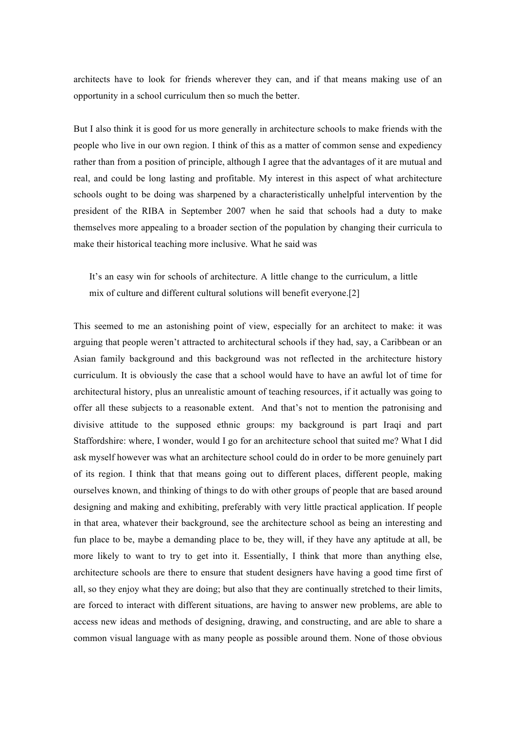architects have to look for friends wherever they can, and if that means making use of an opportunity in a school curriculum then so much the better.

But I also think it is good for us more generally in architecture schools to make friends with the people who live in our own region. I think of this as a matter of common sense and expediency rather than from a position of principle, although I agree that the advantages of it are mutual and real, and could be long lasting and profitable. My interest in this aspect of what architecture schools ought to be doing was sharpened by a characteristically unhelpful intervention by the president of the RIBA in September 2007 when he said that schools had a duty to make themselves more appealing to a broader section of the population by changing their curricula to make their historical teaching more inclusive. What he said was

> It's an easy win for schools of architecture. A little change to the curriculum, a little mix of culture and different cultural solutions will benefit everyone.[2]

This seemed to me an astonishing point of view, especially for an architect to make: it was arguing that people weren't attracted to architectural schools if they had, say, a Caribbean or an Asian family background and this background was not reflected in the architecture history curriculum. It is obviously the case that a school would have to have an awful lot of time for architectural history, plus an unrealistic amount of teaching resources, if it actually was going to offer all these subjects to a reasonable extent. And that's not to mention the patronising and divisive attitude to the supposed ethnic groups: my background is part Iraqi and part Staffordshire: where, I wonder, would I go for an architecture school that suited me? What I did ask myself however was what an architecture school could do in order to be more genuinely part of its region. I think that that means going out to different places, different people, making ourselves known, and thinking of things to do with other groups of people that are based around designing and making and exhibiting, preferably with very little practical application. If people in that area, whatever their background, see the architecture school as being an interesting and fun place to be, maybe a demanding place to be, they will, if they have any aptitude at all, be more likely to want to try to get into it. Essentially, I think that more than anything else, architecture schools are there to ensure that student designers have having a good time first of all, so they enjoy what they are doing; but also that they are continually stretched to their limits, are forced to interact with different situations, are having to answer new problems, are able to access new ideas and methods of designing, drawing, and constructing, and are able to share a common visual language with as many people as possible around them. None of those obvious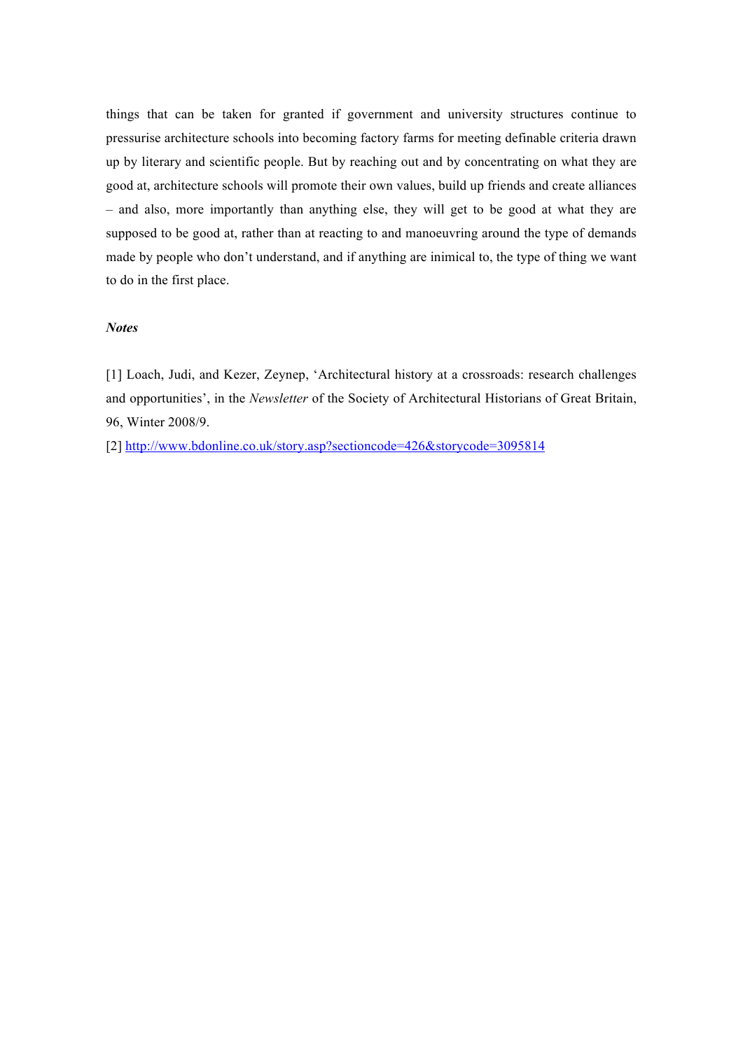things that can be taken for granted if government and university structures continue to pressurise architecture schools into becoming factory farms for meeting definable criteria drawn up by literary and scientific people. But by reaching out and by concentrating on what they are good at, architecture schools will promote their own values, build up friends and create alliances – and also, more importantly than anything else, they will get to be good at what they are supposed to be good at, rather than at reacting to and manoeuvring around the type of demands made by people who don't understand, and if anything are inimical to, the type of thing we want to do in the first place.

***Notes***

[1] Loach, Judi, and Kezer, Zeynep, 'Architectural history at a crossroads: research challenges and opportunities', in the *Newsletter* of the Society of Architectural Historians of Great Britain, 96, Winter 2008/9.

[2] http://www.bdonline.co.uk/story.asp?sectioncode=426&storycode=3095814